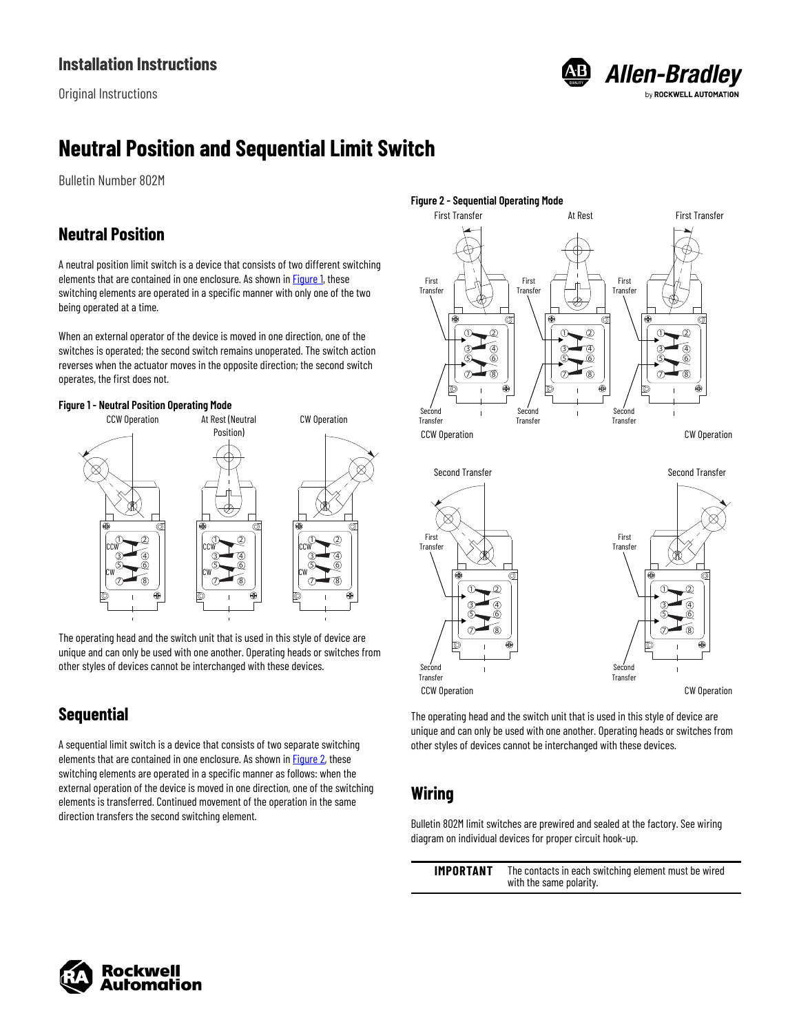Installation Instructions

Original Instructions

# Neutral Position and Sequential Limit Switch

Bulletin Number 802M

## Neutral Position

A neutral position limit switch is a device that consists of two different switching elements that are contained in one enclosure. As shown in Figure 1, these switching elements are operated in a specific manner with only one of the two being operated at a time.

When an external operator of the device is moved in one direction, one of the switches is operated; the second switch remains unoperated. The switch action reverses when the actuator moves in the opposite direction; the second switch operates, the first does not.

**Figure 1 - Neutral Position Operating Mode**

The operating head and the switch unit that is used in this style of device are unique and can only be used with one another. Operating heads or switches from other styles of devices cannot be interchanged with these devices.

## Sequential

A sequential limit switch is a device that consists of two separate switching elements that are contained in one enclosure. As shown in Figure 2, these switching elements are operated in a specific manner as follows: when the external operation of the device is moved in one direction, one of the switching elements is transferred. Continued movement of the operation in the same direction transfers the second switching element.

**Figure 2 - Sequential Operating Mode**

The operating head and the switch unit that is used in this style of device are unique and can only be used with one another. Operating heads or switches from other styles of devices cannot be interchanged with these devices.

## Wiring

Bulletin 802M limit switches are prewired and sealed at the factory. See wiring diagram on individual devices for proper circuit hook-up.

| IMPORTANT | The contacts in each switching element must be wired with the same polarity. |
| --- | --- |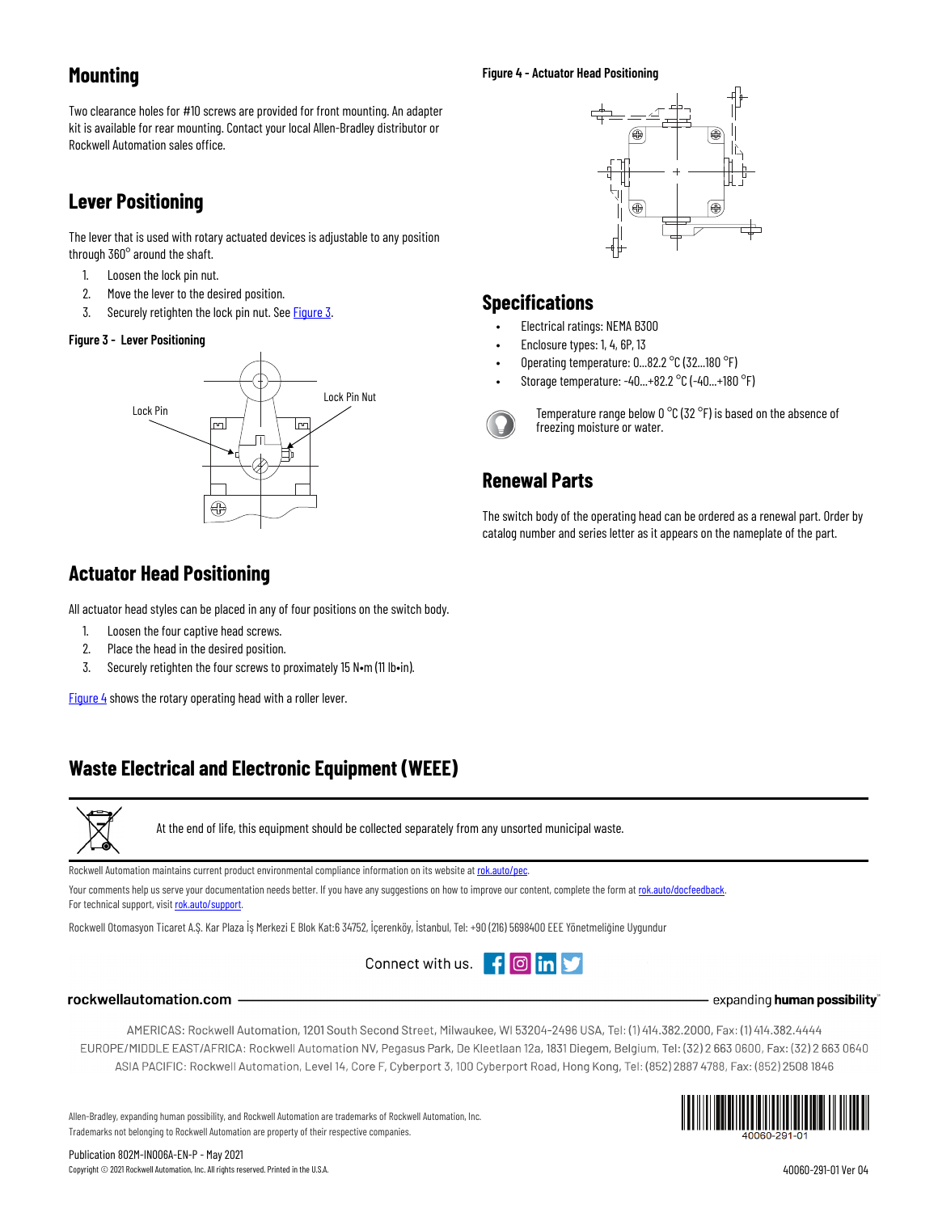## Mounting

Two clearance holes for #10 screws are provided for front mounting. An adapter kit is available for rear mounting. Contact your local Allen-Bradley distributor or Rockwell Automation sales office.

## Lever Positioning

The lever that is used with rotary actuated devices is adjustable to any position through 360° around the shaft.

1. Loosen the lock pin nut.
2. Move the lever to the desired position.
3. Securely retighten the lock pin nut. See Figure 3.

**Figure 3 - Lever Positioning**

Lock Pin

Lock Pin Nut

## Actuator Head Positioning

All actuator head styles can be placed in any of four positions on the switch body.

1. Loosen the four captive head screws.
2. Place the head in the desired position.
3. Securely retighten the four screws to proximately 15 N•m (11 lb•in).

Figure 4 shows the rotary operating head with a roller lever.

**Figure 4 - Actuator Head Positioning**

## Specifications

- Electrical ratings: NEMA B300
- Enclosure types: 1, 4, 6P, 13
- Operating temperature: 0...82.2 °C (32...180 °F)
- Storage temperature: -40...+82.2 °C (-40...+180 °F)

Temperature range below 0 °C (32 °F) is based on the absence of freezing moisture or water.

## Renewal Parts

The switch body of the operating head can be ordered as a renewal part. Order by catalog number and series letter as it appears on the nameplate of the part.

## Waste Electrical and Electronic Equipment (WEEE)

At the end of life, this equipment should be collected separately from any unsorted municipal waste.

Rockwell Automation maintains current product environmental compliance information on its website at rok.auto/pec.

Your comments help us serve your documentation needs better. If you have any suggestions on how to improve our content, complete the form at rok.auto/docfeedback.
For technical support, visit rok.auto/support.

Rockwell Otomasyon Ticaret A.Ş. Kar Plaza İş Merkezi E Blok Kat:6 34752, İçerenköy, İstanbul, Tel: +90 (216) 5698400 EEE Yönetmeliğine Uygundur

Connect with us.

rockwellautomation.com — expanding **human possibility**™

AMERICAS: Rockwell Automation, 1201 South Second Street, Milwaukee, WI 53204-2496 USA, Tel: (1) 414.382.2000, Fax: (1) 414.382.4444
EUROPE/MIDDLE EAST/AFRICA: Rockwell Automation NV, Pegasus Park, De Kleetlaan 12a, 1831 Diegem, Belgium, Tel: (32) 2 663 0600, Fax: (32) 2 663 0640
ASIA PACIFIC: Rockwell Automation, Level 14, Core F, Cyberport 3, 100 Cyberport Road, Hong Kong, Tel: (852) 2887 4788, Fax: (852) 2508 1846

Allen-Bradley, expanding human possibility, and Rockwell Automation are trademarks of Rockwell Automation, Inc.
Trademarks not belonging to Rockwell Automation are property of their respective companies.

40060-291-01

Publication 802M-IN006A-EN-P - May 2021
Copyright © 2021 Rockwell Automation, Inc. All rights reserved. Printed in the U.S.A.

40060-291-01 Ver 04